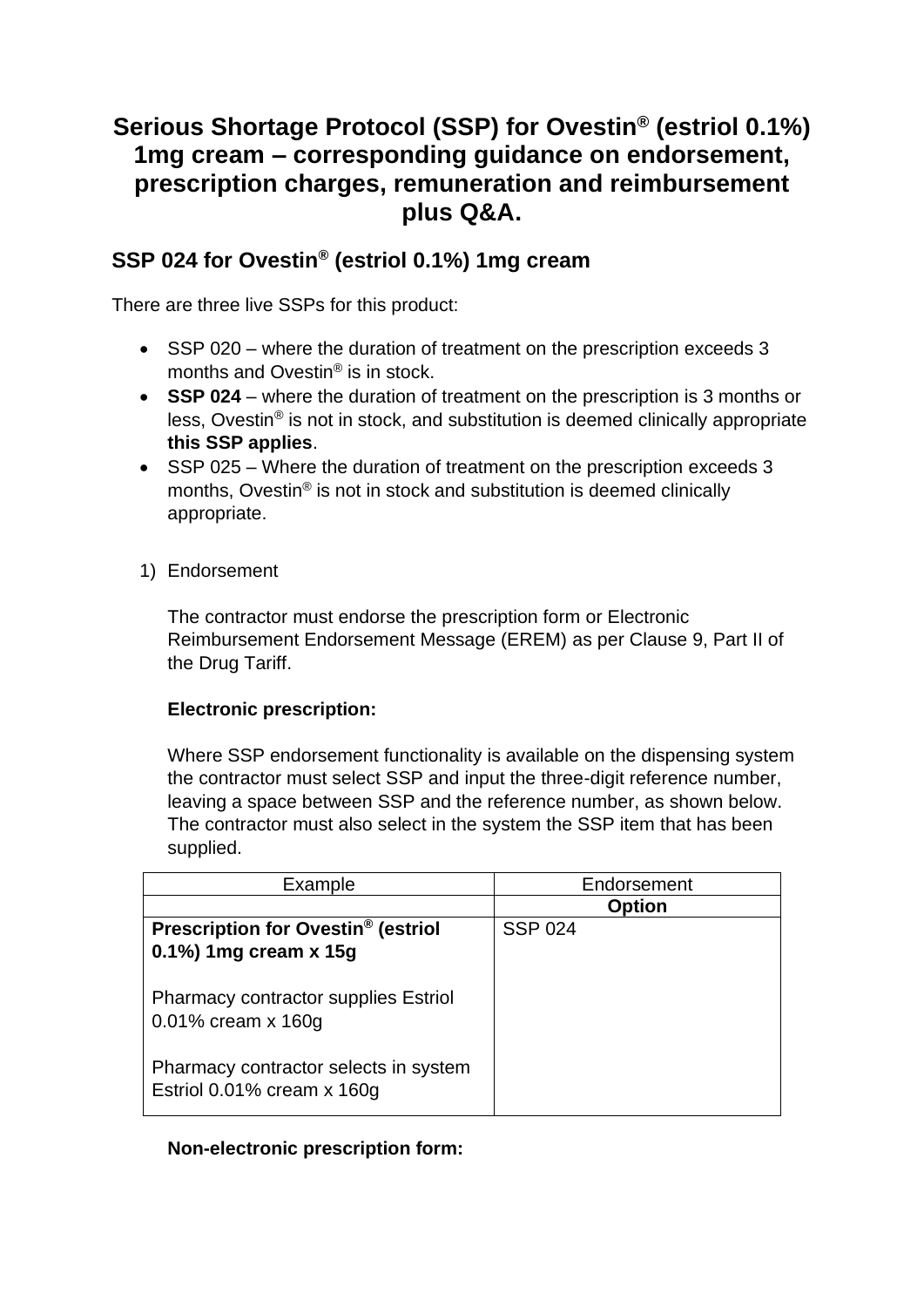# Serious Shortage Protocol (SSP) for Ovestin® (estriol 0.1%) 1mg cream – corresponding guidance on endorsement, prescription charges, remuneration and reimbursement plus Q&A.

## SSP 024 for Ovestin® (estriol 0.1%) 1mg cream

There are three live SSPs for this product:

- SSP 020 – where the duration of treatment on the prescription exceeds 3 months and Ovestin® is in stock.
- **SSP 024** – where the duration of treatment on the prescription is 3 months or less, Ovestin® is not in stock, and substitution is deemed clinically appropriate **this SSP applies**.
- SSP 025 – Where the duration of treatment on the prescription exceeds 3 months, Ovestin® is not in stock and substitution is deemed clinically appropriate.

1) Endorsement

The contractor must endorse the prescription form or Electronic Reimbursement Endorsement Message (EREM) as per Clause 9, Part II of the Drug Tariff.

**Electronic prescription:**

Where SSP endorsement functionality is available on the dispensing system the contractor must select SSP and input the three-digit reference number, leaving a space between SSP and the reference number, as shown below. The contractor must also select in the system the SSP item that has been supplied.

| Example | Endorsement |
|---|---|
| | **Option** |
| **Prescription for Ovestin® (estriol 0.1%) 1mg cream x 15g**<br><br>Pharmacy contractor supplies Estriol 0.01% cream x 160g<br><br>Pharmacy contractor selects in system Estriol 0.01% cream x 160g | SSP 024 |

**Non-electronic prescription form:**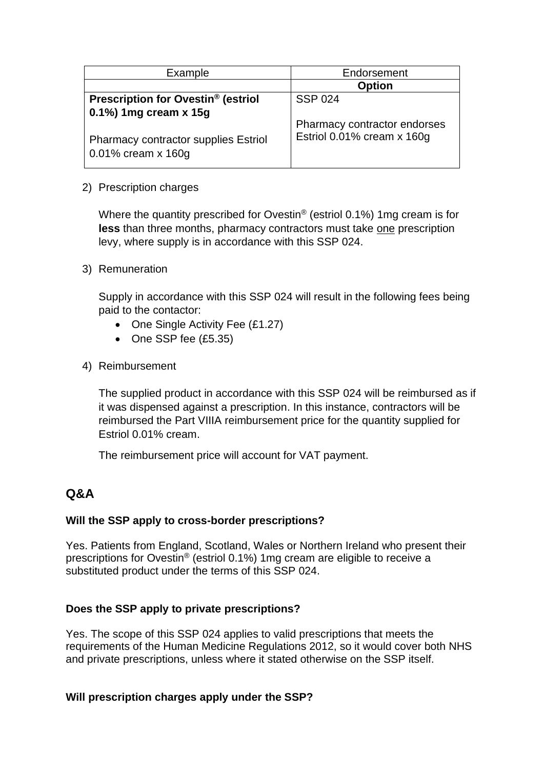| Example | Endorsement |
| --- | --- |
| | **Option** |
| **Prescription for Ovestin® (estriol 0.1%) 1mg cream x 15g**<br><br>Pharmacy contractor supplies Estriol 0.01% cream x 160g | SSP 024<br><br>Pharmacy contractor endorses Estriol 0.01% cream x 160g |

2) Prescription charges

   Where the quantity prescribed for Ovestin® (estriol 0.1%) 1mg cream is for **less** than three months, pharmacy contractors must take one prescription levy, where supply is in accordance with this SSP 024.

3) Remuneration

   Supply in accordance with this SSP 024 will result in the following fees being paid to the contactor:
   - One Single Activity Fee (£1.27)
   - One SSP fee (£5.35)

4) Reimbursement

   The supplied product in accordance with this SSP 024 will be reimbursed as if it was dispensed against a prescription. In this instance, contractors will be reimbursed the Part VIIIA reimbursement price for the quantity supplied for Estriol 0.01% cream.

   The reimbursement price will account for VAT payment.

## Q&A

**Will the SSP apply to cross-border prescriptions?**

Yes. Patients from England, Scotland, Wales or Northern Ireland who present their prescriptions for Ovestin® (estriol 0.1%) 1mg cream are eligible to receive a substituted product under the terms of this SSP 024.

**Does the SSP apply to private prescriptions?**

Yes. The scope of this SSP 024 applies to valid prescriptions that meets the requirements of the Human Medicine Regulations 2012, so it would cover both NHS and private prescriptions, unless where it stated otherwise on the SSP itself.

**Will prescription charges apply under the SSP?**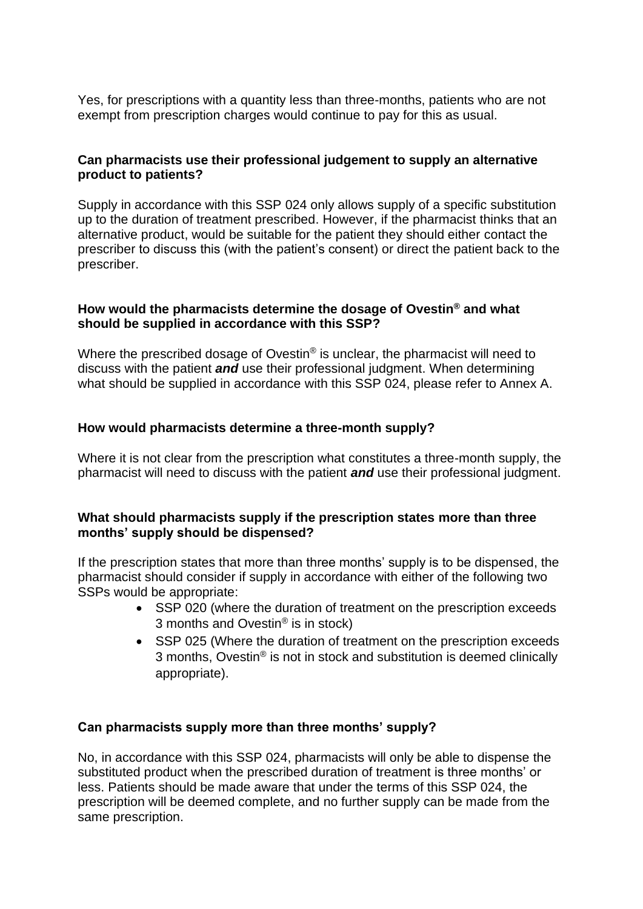Yes, for prescriptions with a quantity less than three-months, patients who are not exempt from prescription charges would continue to pay for this as usual.

**Can pharmacists use their professional judgement to supply an alternative product to patients?**

Supply in accordance with this SSP 024 only allows supply of a specific substitution up to the duration of treatment prescribed. However, if the pharmacist thinks that an alternative product, would be suitable for the patient they should either contact the prescriber to discuss this (with the patient's consent) or direct the patient back to the prescriber.

**How would the pharmacists determine the dosage of Ovestin® and what should be supplied in accordance with this SSP?**

Where the prescribed dosage of Ovestin® is unclear, the pharmacist will need to discuss with the patient ***and*** use their professional judgment. When determining what should be supplied in accordance with this SSP 024, please refer to Annex A.

**How would pharmacists determine a three-month supply?**

Where it is not clear from the prescription what constitutes a three-month supply, the pharmacist will need to discuss with the patient ***and*** use their professional judgment.

**What should pharmacists supply if the prescription states more than three months' supply should be dispensed?**

If the prescription states that more than three months' supply is to be dispensed, the pharmacist should consider if supply in accordance with either of the following two SSPs would be appropriate:

- SSP 020 (where the duration of treatment on the prescription exceeds 3 months and Ovestin® is in stock)
- SSP 025 (Where the duration of treatment on the prescription exceeds 3 months, Ovestin® is not in stock and substitution is deemed clinically appropriate).

**Can pharmacists supply more than three months' supply?**

No, in accordance with this SSP 024, pharmacists will only be able to dispense the substituted product when the prescribed duration of treatment is three months' or less. Patients should be made aware that under the terms of this SSP 024, the prescription will be deemed complete, and no further supply can be made from the same prescription.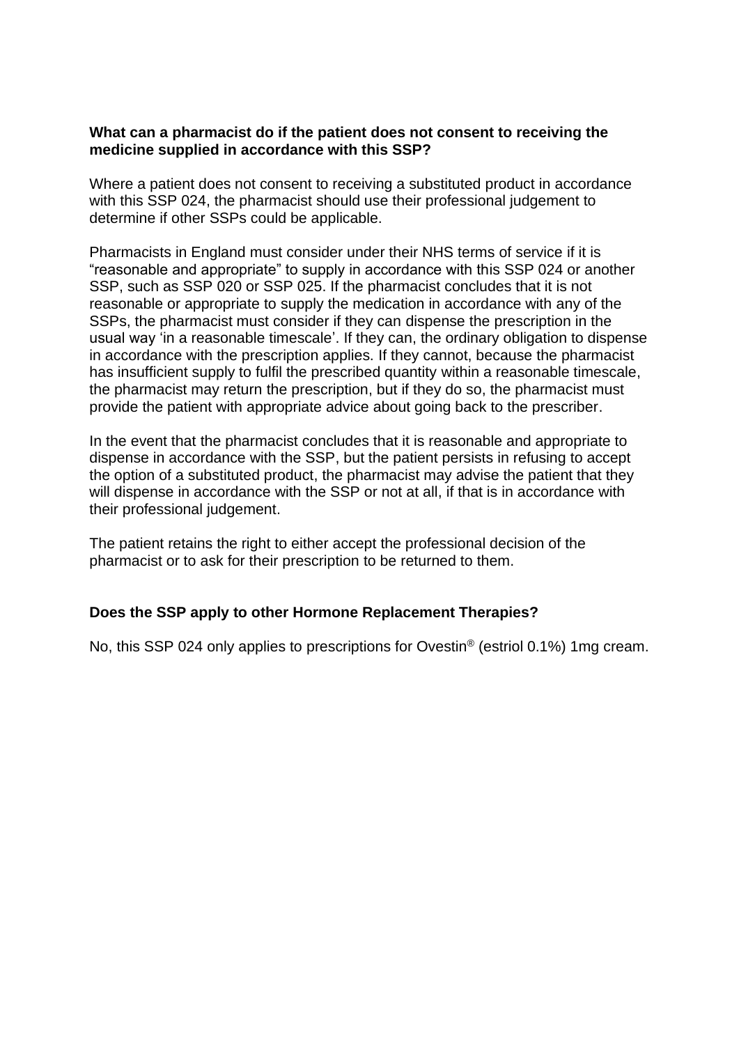**What can a pharmacist do if the patient does not consent to receiving the medicine supplied in accordance with this SSP?**

Where a patient does not consent to receiving a substituted product in accordance with this SSP 024, the pharmacist should use their professional judgement to determine if other SSPs could be applicable.

Pharmacists in England must consider under their NHS terms of service if it is "reasonable and appropriate" to supply in accordance with this SSP 024 or another SSP, such as SSP 020 or SSP 025. If the pharmacist concludes that it is not reasonable or appropriate to supply the medication in accordance with any of the SSPs, the pharmacist must consider if they can dispense the prescription in the usual way 'in a reasonable timescale'. If they can, the ordinary obligation to dispense in accordance with the prescription applies. If they cannot, because the pharmacist has insufficient supply to fulfil the prescribed quantity within a reasonable timescale, the pharmacist may return the prescription, but if they do so, the pharmacist must provide the patient with appropriate advice about going back to the prescriber.

In the event that the pharmacist concludes that it is reasonable and appropriate to dispense in accordance with the SSP, but the patient persists in refusing to accept the option of a substituted product, the pharmacist may advise the patient that they will dispense in accordance with the SSP or not at all, if that is in accordance with their professional judgement.

The patient retains the right to either accept the professional decision of the pharmacist or to ask for their prescription to be returned to them.

**Does the SSP apply to other Hormone Replacement Therapies?**

No, this SSP 024 only applies to prescriptions for Ovestin® (estriol 0.1%) 1mg cream.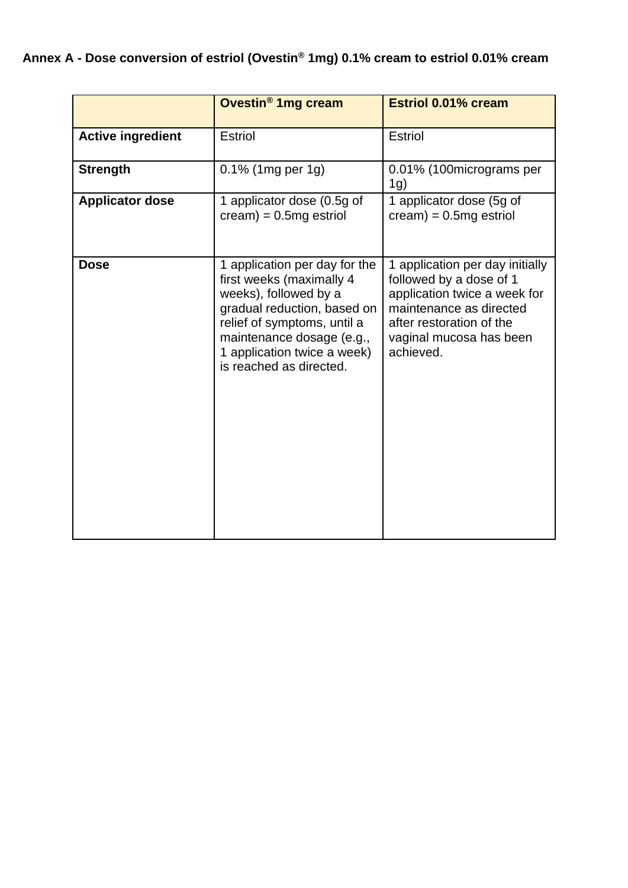**Annex A - Dose conversion of estriol (Ovestin® 1mg) 0.1% cream to estriol 0.01% cream**

| | **Ovestin® 1mg cream** | **Estriol 0.01% cream** |
|---|---|---|
| **Active ingredient** | Estriol | Estriol |
| **Strength** | 0.1% (1mg per 1g) | 0.01% (100micrograms per 1g) |
| **Applicator dose** | 1 applicator dose (0.5g of cream) = 0.5mg estriol | 1 applicator dose (5g of cream) = 0.5mg estriol |
| **Dose** | 1 application per day for the first weeks (maximally 4 weeks), followed by a gradual reduction, based on relief of symptoms, until a maintenance dosage (e.g., 1 application twice a week) is reached as directed. | 1 application per day initially followed by a dose of 1 application twice a week for maintenance as directed after restoration of the vaginal mucosa has been achieved. |